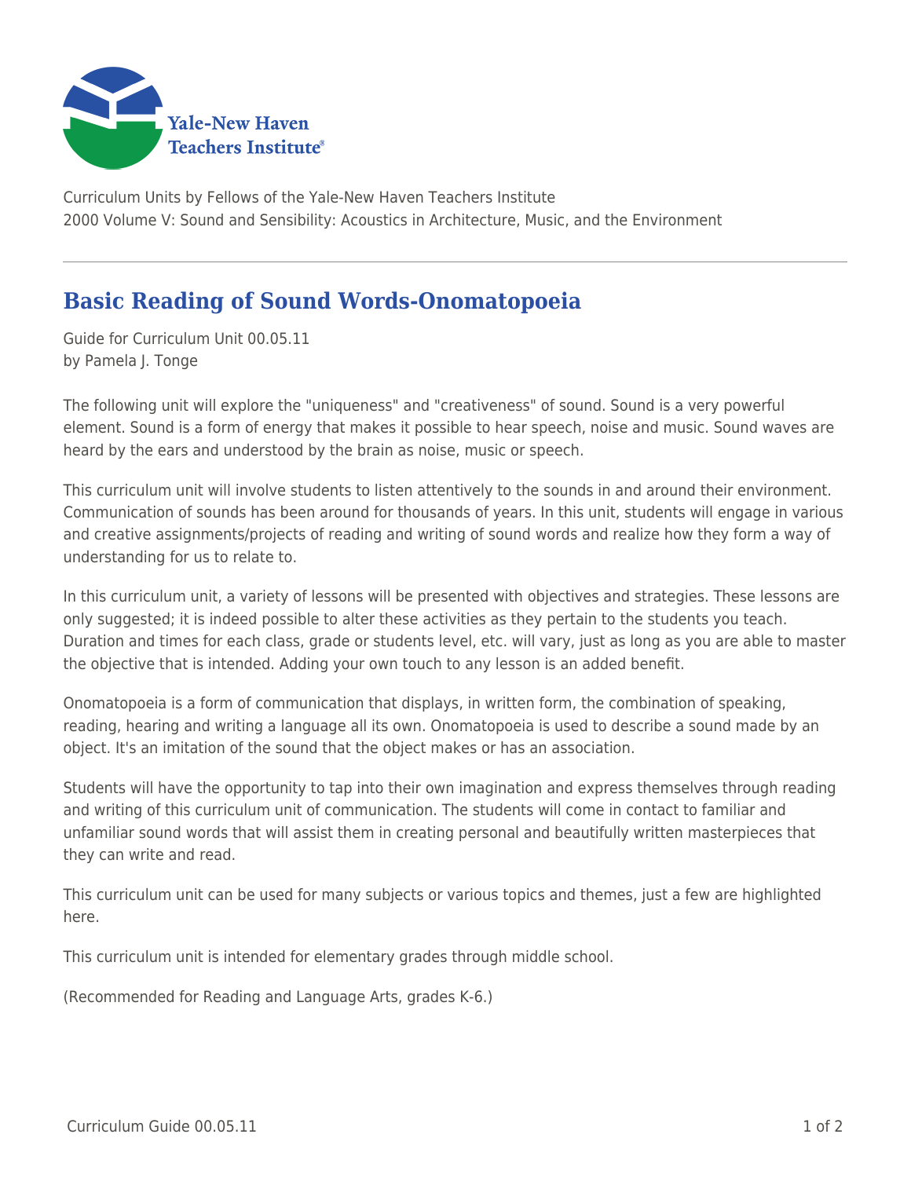Curriculum Units by Fellows of the Yale-New Haven Teachers Institute
2000 Volume V: Sound and Sensibility: Acoustics in Architecture, Music, and the Environment

# Basic Reading of Sound Words-Onomatopoeia

Guide for Curriculum Unit 00.05.11
by Pamela J. Tonge

The following unit will explore the "uniqueness" and "creativeness" of sound. Sound is a very powerful element. Sound is a form of energy that makes it possible to hear speech, noise and music. Sound waves are heard by the ears and understood by the brain as noise, music or speech.

This curriculum unit will involve students to listen attentively to the sounds in and around their environment. Communication of sounds has been around for thousands of years. In this unit, students will engage in various and creative assignments/projects of reading and writing of sound words and realize how they form a way of understanding for us to relate to.

In this curriculum unit, a variety of lessons will be presented with objectives and strategies. These lessons are only suggested; it is indeed possible to alter these activities as they pertain to the students you teach. Duration and times for each class, grade or students level, etc. will vary, just as long as you are able to master the objective that is intended. Adding your own touch to any lesson is an added benefit.

Onomatopoeia is a form of communication that displays, in written form, the combination of speaking, reading, hearing and writing a language all its own. Onomatopoeia is used to describe a sound made by an object. It's an imitation of the sound that the object makes or has an association.

Students will have the opportunity to tap into their own imagination and express themselves through reading and writing of this curriculum unit of communication. The students will come in contact to familiar and unfamiliar sound words that will assist them in creating personal and beautifully written masterpieces that they can write and read.

This curriculum unit can be used for many subjects or various topics and themes, just a few are highlighted here.

This curriculum unit is intended for elementary grades through middle school.

(Recommended for Reading and Language Arts, grades K-6.)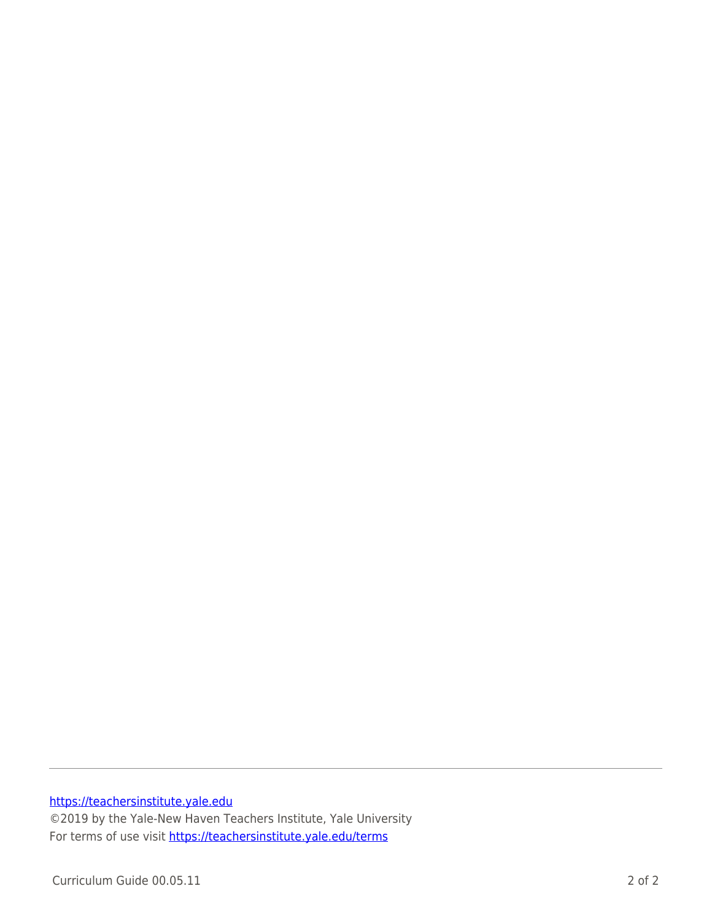https://teachersinstitute.yale.edu

©2019 by the Yale-New Haven Teachers Institute, Yale University

For terms of use visit https://teachersinstitute.yale.edu/terms